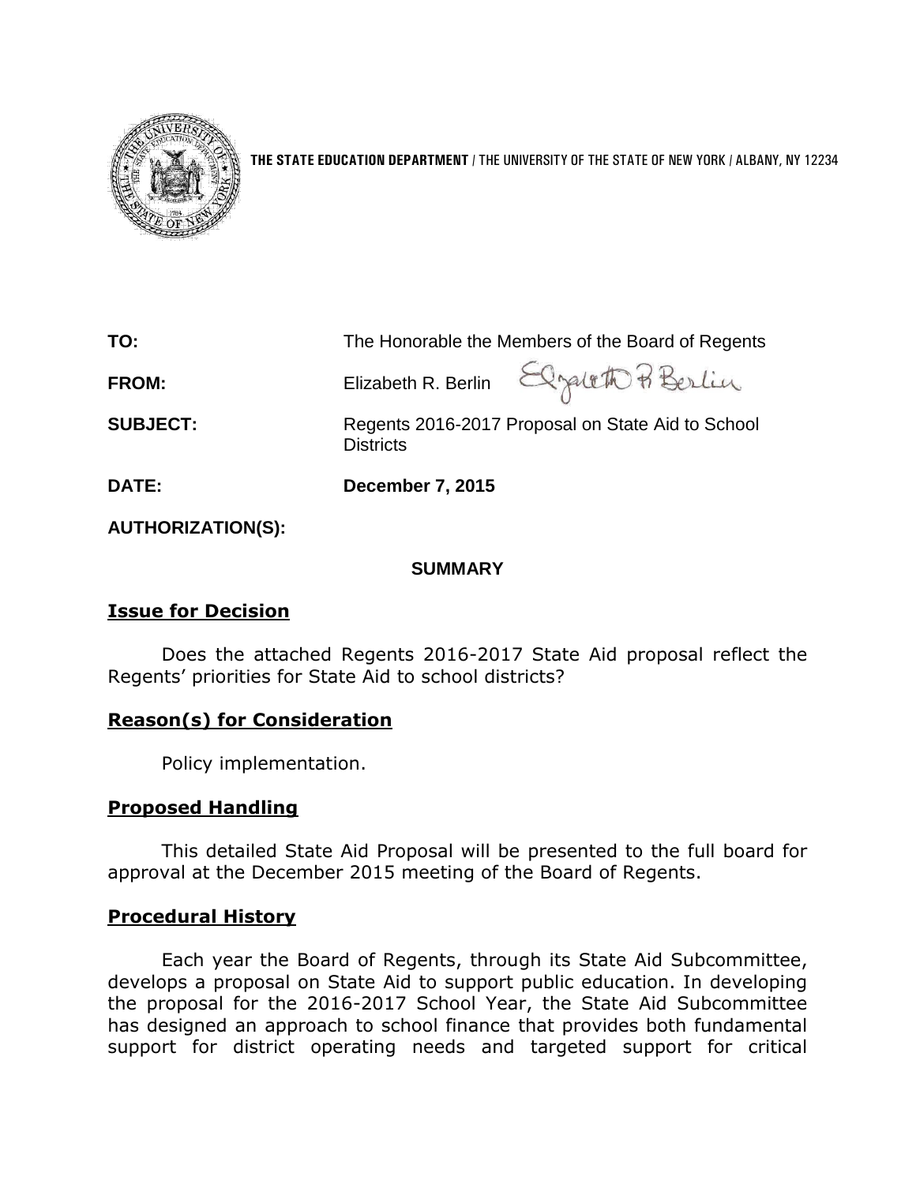**THE STATE EDUCATION DEPARTMENT** / THE UNIVERSITY OF THE STATE OF NEW YORK / ALBANY, NY 12234

| | |
|---|---|
| **TO:** | The Honorable the Members of the Board of Regents |
| **FROM:** | Elizabeth R. Berlin |
| **SUBJECT:** | Regents 2016-2017 Proposal on State Aid to School Districts |
| **DATE:** | **December 7, 2015** |
| **AUTHORIZATION(S):** | |

**SUMMARY**

## Issue for Decision

Does the attached Regents 2016-2017 State Aid proposal reflect the Regents' priorities for State Aid to school districts?

## Reason(s) for Consideration

Policy implementation.

## Proposed Handling

This detailed State Aid Proposal will be presented to the full board for approval at the December 2015 meeting of the Board of Regents.

## Procedural History

Each year the Board of Regents, through its State Aid Subcommittee, develops a proposal on State Aid to support public education. In developing the proposal for the 2016-2017 School Year, the State Aid Subcommittee has designed an approach to school finance that provides both fundamental support for district operating needs and targeted support for critical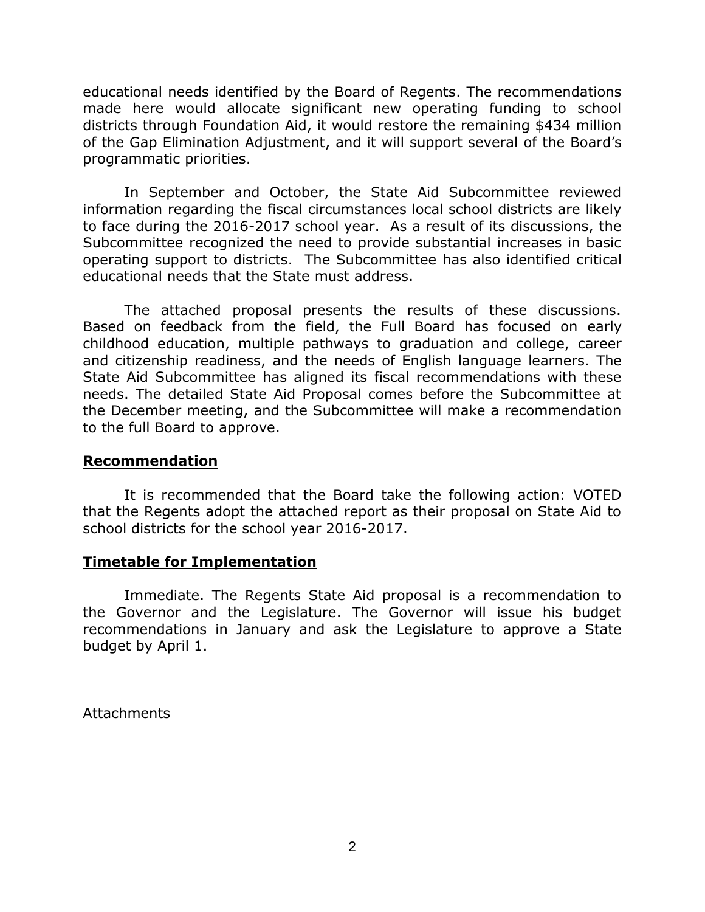educational needs identified by the Board of Regents. The recommendations made here would allocate significant new operating funding to school districts through Foundation Aid, it would restore the remaining $434 million of the Gap Elimination Adjustment, and it will support several of the Board's programmatic priorities.

In September and October, the State Aid Subcommittee reviewed information regarding the fiscal circumstances local school districts are likely to face during the 2016-2017 school year. As a result of its discussions, the Subcommittee recognized the need to provide substantial increases in basic operating support to districts. The Subcommittee has also identified critical educational needs that the State must address.

The attached proposal presents the results of these discussions. Based on feedback from the field, the Full Board has focused on early childhood education, multiple pathways to graduation and college, career and citizenship readiness, and the needs of English language learners. The State Aid Subcommittee has aligned its fiscal recommendations with these needs. The detailed State Aid Proposal comes before the Subcommittee at the December meeting, and the Subcommittee will make a recommendation to the full Board to approve.

## Recommendation

It is recommended that the Board take the following action: VOTED that the Regents adopt the attached report as their proposal on State Aid to school districts for the school year 2016-2017.

## Timetable for Implementation

Immediate. The Regents State Aid proposal is a recommendation to the Governor and the Legislature. The Governor will issue his budget recommendations in January and ask the Legislature to approve a State budget by April 1.

Attachments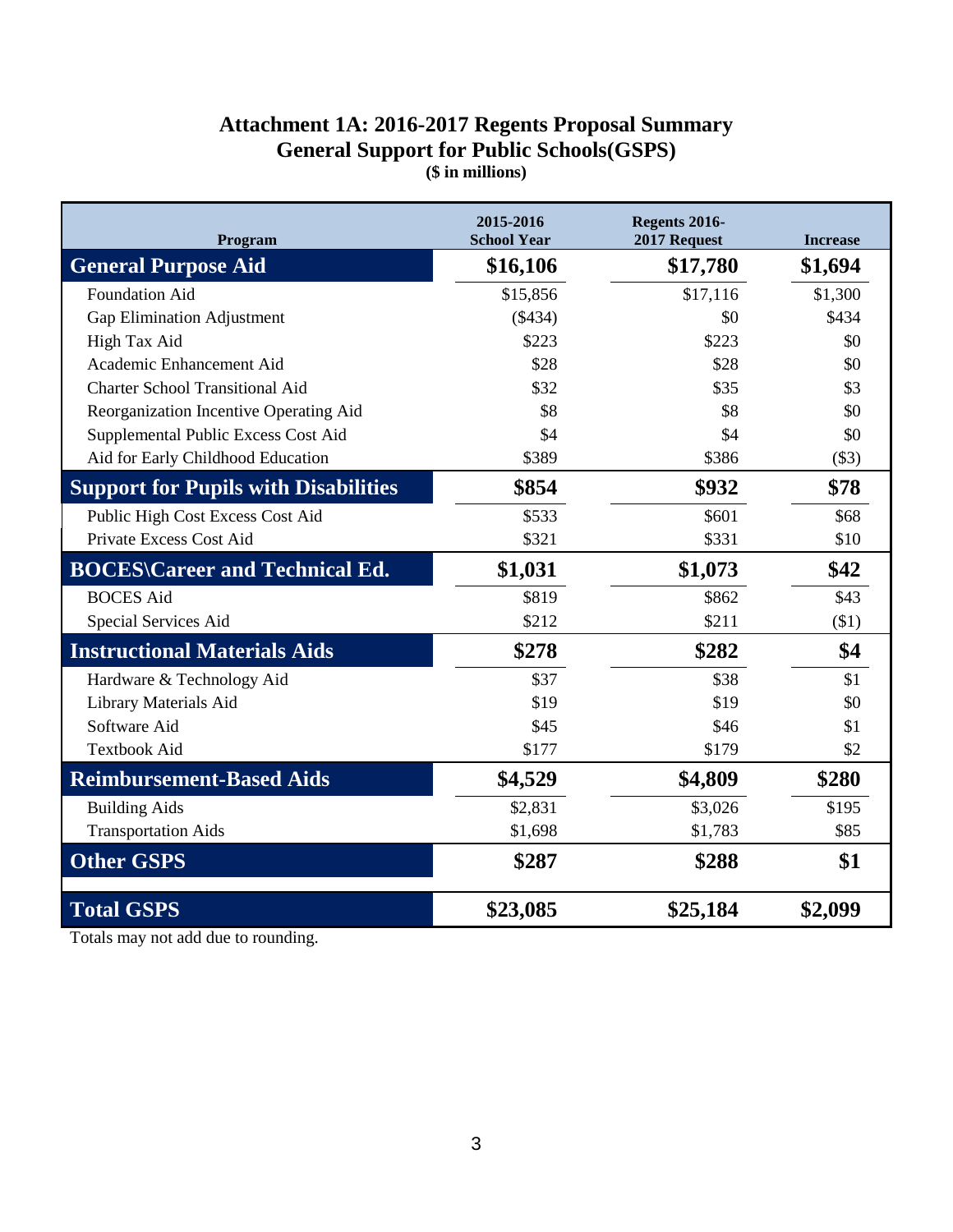# Attachment 1A: 2016-2017 Regents Proposal Summary
## General Support for Public Schools(GSPS)
**($ in millions)**

| Program | 2015-2016 School Year | Regents 2016-2017 Request | Increase |
|---|---|---|---|
| **General Purpose Aid** | **$16,106** | **$17,780** | **$1,694** |
| Foundation Aid | $15,856 | $17,116 | $1,300 |
| Gap Elimination Adjustment | ($434) | $0 | $434 |
| High Tax Aid | $223 | $223 | $0 |
| Academic Enhancement Aid | $28 | $28 | $0 |
| Charter School Transitional Aid | $32 | $35 | $3 |
| Reorganization Incentive Operating Aid | $8 | $8 | $0 |
| Supplemental Public Excess Cost Aid | $4 | $4 | $0 |
| Aid for Early Childhood Education | $389 | $386 | ($3) |
| **Support for Pupils with Disabilities** | **$854** | **$932** | **$78** |
| Public High Cost Excess Cost Aid | $533 | $601 | $68 |
| Private Excess Cost Aid | $321 | $331 | $10 |
| **BOCES\Career and Technical Ed.** | **$1,031** | **$1,073** | **$42** |
| BOCES Aid | $819 | $862 | $43 |
| Special Services Aid | $212 | $211 | ($1) |
| **Instructional Materials Aids** | **$278** | **$282** | **$4** |
| Hardware & Technology Aid | $37 | $38 | $1 |
| Library Materials Aid | $19 | $19 | $0 |
| Software Aid | $45 | $46 | $1 |
| Textbook Aid | $177 | $179 | $2 |
| **Reimbursement-Based Aids** | **$4,529** | **$4,809** | **$280** |
| Building Aids | $2,831 | $3,026 | $195 |
| Transportation Aids | $1,698 | $1,783 | $85 |
| **Other GSPS** | **$287** | **$288** | **$1** |
| **Total GSPS** | **$23,085** | **$25,184** | **$2,099** |

Totals may not add due to rounding.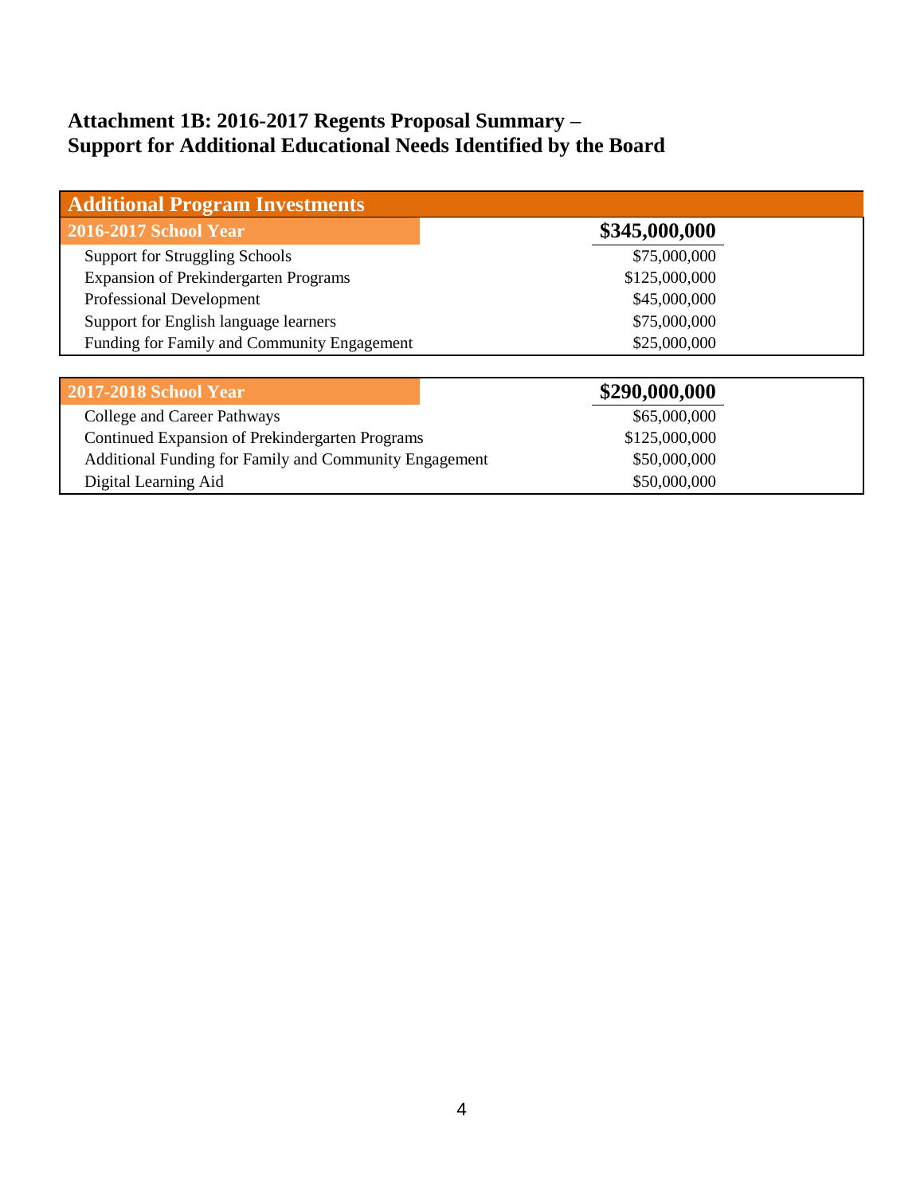## Attachment 1B: 2016-2017 Regents Proposal Summary – Support for Additional Educational Needs Identified by the Board

| Additional Program Investments | |
|---|---|
| **2016-2017 School Year** | **$345,000,000** |
| Support for Struggling Schools | $75,000,000 |
| Expansion of Prekindergarten Programs | $125,000,000 |
| Professional Development | $45,000,000 |
| Support for English language learners | $75,000,000 |
| Funding for Family and Community Engagement | $25,000,000 |

| 2017-2018 School Year | $290,000,000 |
|---|---|
| College and Career Pathways | $65,000,000 |
| Continued Expansion of Prekindergarten Programs | $125,000,000 |
| Additional Funding for Family and Community Engagement | $50,000,000 |
| Digital Learning Aid | $50,000,000 |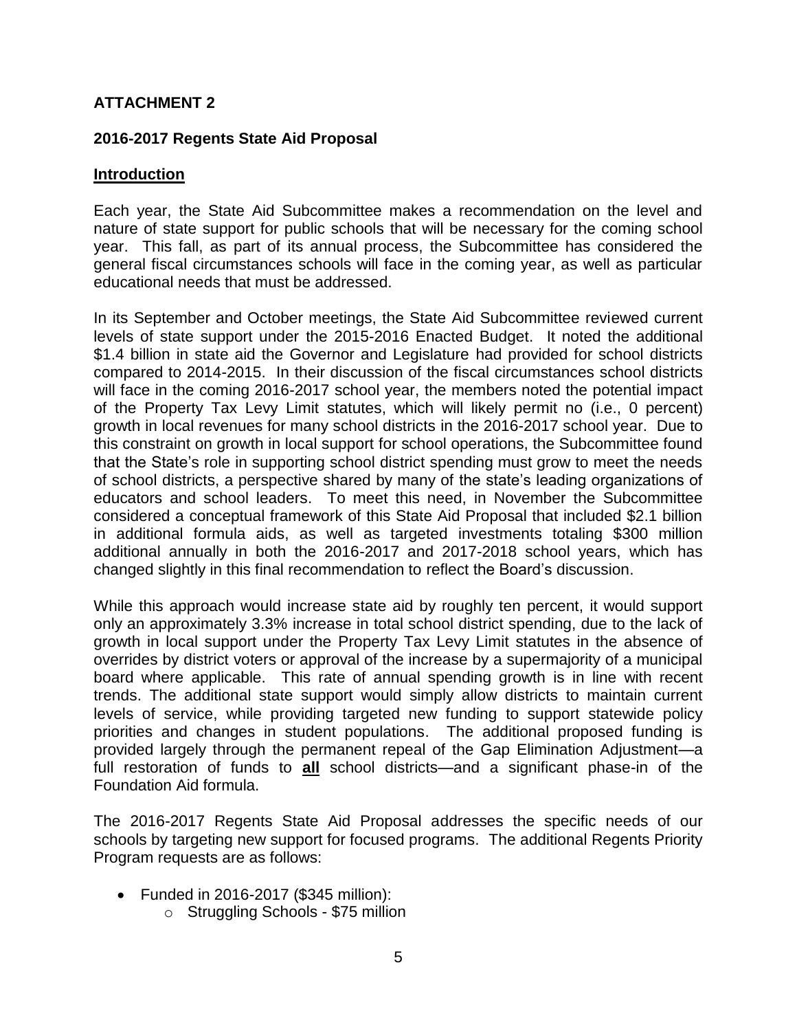## ATTACHMENT 2

## 2016-2017 Regents State Aid Proposal

### Introduction

Each year, the State Aid Subcommittee makes a recommendation on the level and nature of state support for public schools that will be necessary for the coming school year. This fall, as part of its annual process, the Subcommittee has considered the general fiscal circumstances schools will face in the coming year, as well as particular educational needs that must be addressed.

In its September and October meetings, the State Aid Subcommittee reviewed current levels of state support under the 2015-2016 Enacted Budget. It noted the additional $1.4 billion in state aid the Governor and Legislature had provided for school districts compared to 2014-2015. In their discussion of the fiscal circumstances school districts will face in the coming 2016-2017 school year, the members noted the potential impact of the Property Tax Levy Limit statutes, which will likely permit no (i.e., 0 percent) growth in local revenues for many school districts in the 2016-2017 school year. Due to this constraint on growth in local support for school operations, the Subcommittee found that the State's role in supporting school district spending must grow to meet the needs of school districts, a perspective shared by many of the state's leading organizations of educators and school leaders. To meet this need, in November the Subcommittee considered a conceptual framework of this State Aid Proposal that included $2.1 billion in additional formula aids, as well as targeted investments totaling $300 million additional annually in both the 2016-2017 and 2017-2018 school years, which has changed slightly in this final recommendation to reflect the Board's discussion.

While this approach would increase state aid by roughly ten percent, it would support only an approximately 3.3% increase in total school district spending, due to the lack of growth in local support under the Property Tax Levy Limit statutes in the absence of overrides by district voters or approval of the increase by a supermajority of a municipal board where applicable. This rate of annual spending growth is in line with recent trends. The additional state support would simply allow districts to maintain current levels of service, while providing targeted new funding to support statewide policy priorities and changes in student populations. The additional proposed funding is provided largely through the permanent repeal of the Gap Elimination Adjustment—a full restoration of funds to **all** school districts—and a significant phase-in of the Foundation Aid formula.

The 2016-2017 Regents State Aid Proposal addresses the specific needs of our schools by targeting new support for focused programs. The additional Regents Priority Program requests are as follows:

- Funded in 2016-2017 ($345 million):
  - Struggling Schools - $75 million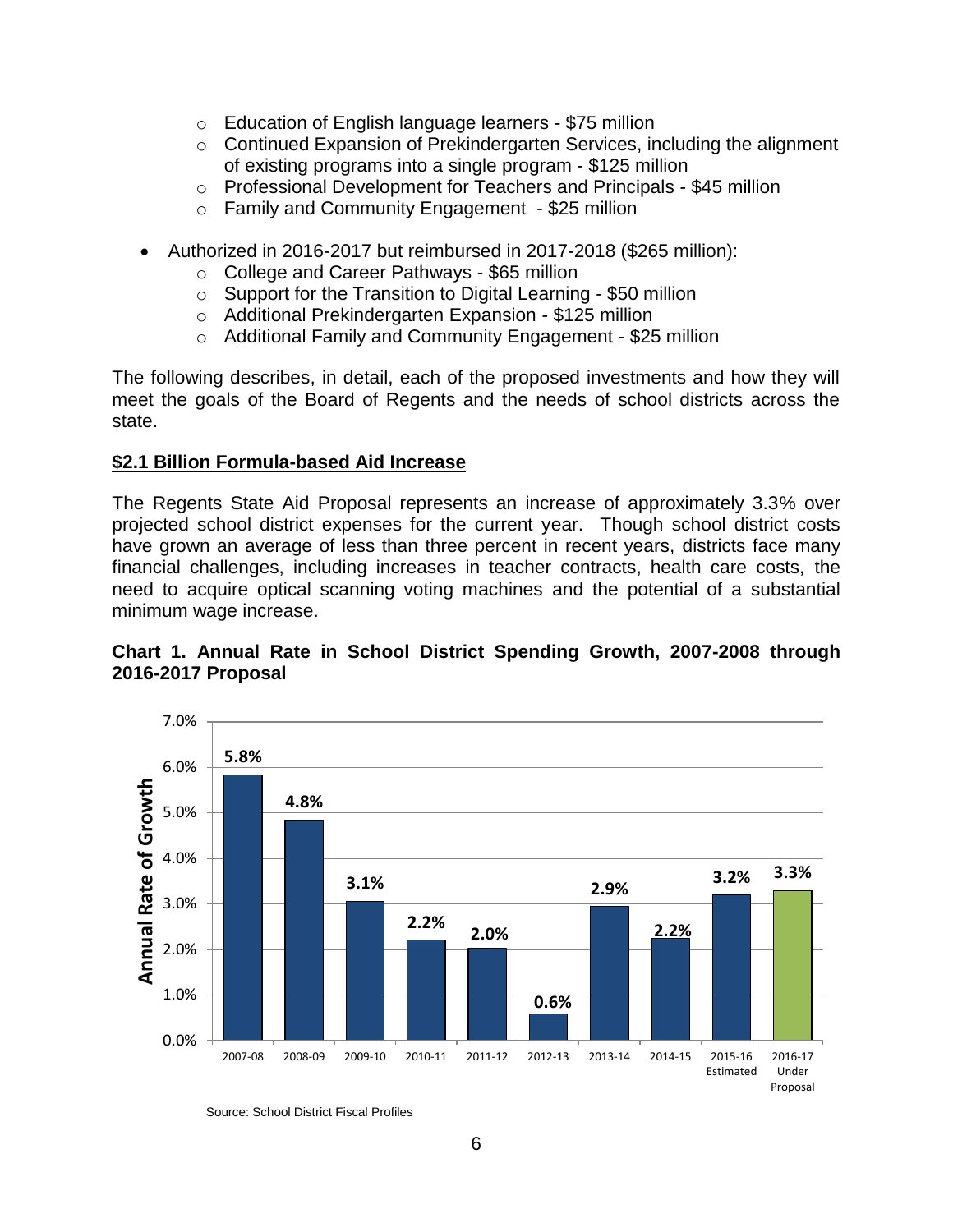- Education of English language learners - \$75 million
    - Continued Expansion of Prekindergarten Services, including the alignment of existing programs into a single program - \$125 million
    - Professional Development for Teachers and Principals - \$45 million
    - Family and Community Engagement - \$25 million

- Authorized in 2016-2017 but reimbursed in 2017-2018 (\$265 million):
    - College and Career Pathways - \$65 million
    - Support for the Transition to Digital Learning - \$50 million
    - Additional Prekindergarten Expansion - \$125 million
    - Additional Family and Community Engagement - \$25 million

The following describes, in detail, each of the proposed investments and how they will meet the goals of the Board of Regents and the needs of school districts across the state.

**<u>$2.1 Billion Formula-based Aid Increase</u>**

The Regents State Aid Proposal represents an increase of approximately 3.3% over projected school district expenses for the current year. Though school district costs have grown an average of less than three percent in recent years, districts face many financial challenges, including increases in teacher contracts, health care costs, the need to acquire optical scanning voting machines and the potential of a substantial minimum wage increase.

**Chart 1. Annual Rate in School District Spending Growth, 2007-2008 through 2016-2017 Proposal**

Annual Rate of Growth

7.0%
6.0%
5.0%
4.0%
3.0%
2.0%
1.0%
0.0%

5.8%
4.8%
3.1%
2.2%
2.0%
0.6%
2.9%
2.2%
3.2%
3.3%

2007-08
2008-09
2009-10
2010-11
2011-12
2012-13
2013-14
2014-15
2015-16 Estimated
2016-17 Under Proposal

Source: School District Fiscal Profiles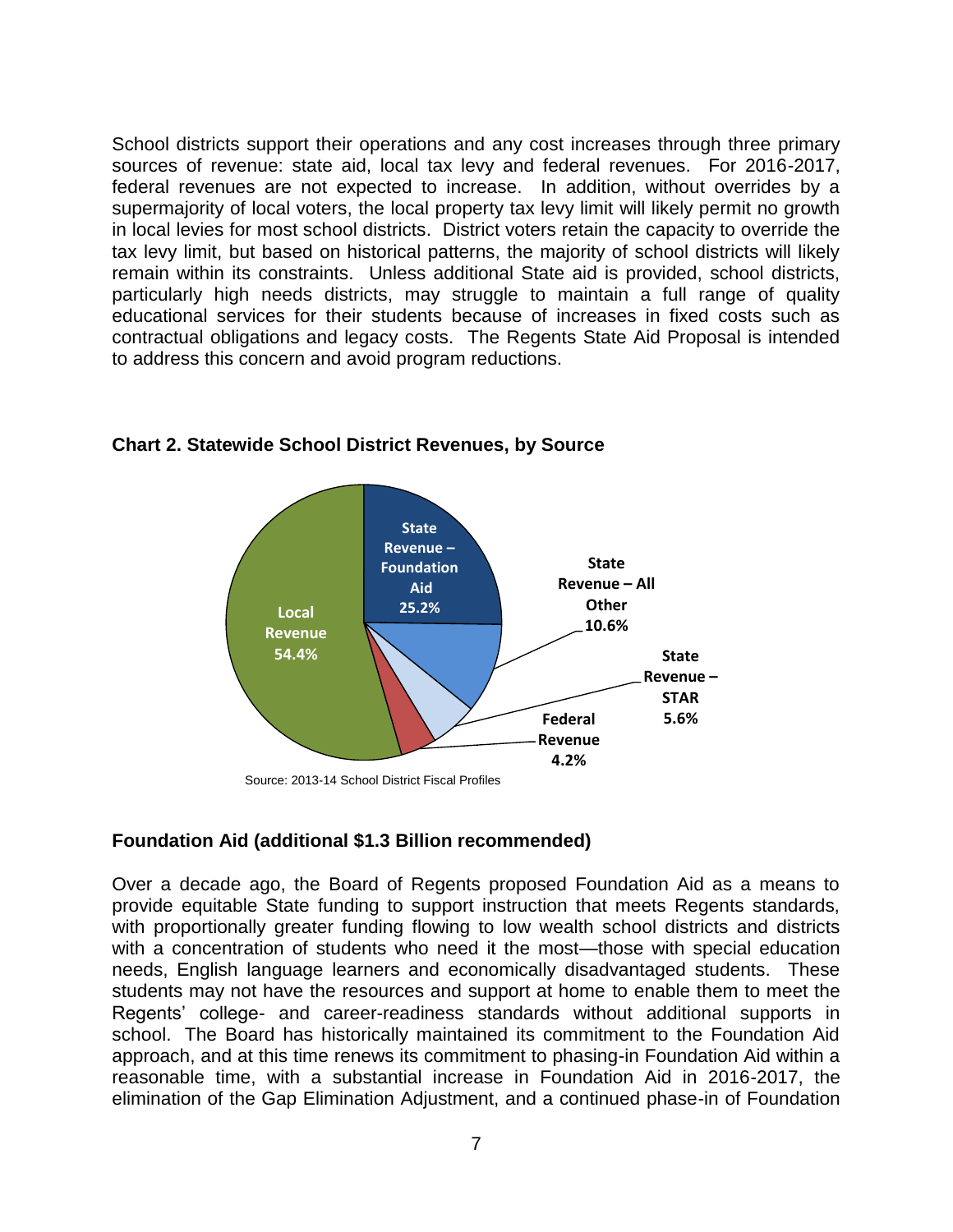School districts support their operations and any cost increases through three primary sources of revenue: state aid, local tax levy and federal revenues. For 2016-2017, federal revenues are not expected to increase. In addition, without overrides by a supermajority of local voters, the local property tax levy limit will likely permit no growth in local levies for most school districts. District voters retain the capacity to override the tax levy limit, but based on historical patterns, the majority of school districts will likely remain within its constraints. Unless additional State aid is provided, school districts, particularly high needs districts, may struggle to maintain a full range of quality educational services for their students because of increases in fixed costs such as contractual obligations and legacy costs. The Regents State Aid Proposal is intended to address this concern and avoid program reductions.

**Chart 2. Statewide School District Revenues, by Source**

State Revenue – Foundation Aid 25.2%

State Revenue – All Other 10.6%

State Revenue – STAR 5.6%

Federal Revenue 4.2%

Local Revenue 54.4%

Source: 2013-14 School District Fiscal Profiles

### Foundation Aid (additional $1.3 Billion recommended)

Over a decade ago, the Board of Regents proposed Foundation Aid as a means to provide equitable State funding to support instruction that meets Regents standards, with proportionally greater funding flowing to low wealth school districts and districts with a concentration of students who need it the most—those with special education needs, English language learners and economically disadvantaged students. These students may not have the resources and support at home to enable them to meet the Regents' college- and career-readiness standards without additional supports in school. The Board has historically maintained its commitment to the Foundation Aid approach, and at this time renews its commitment to phasing-in Foundation Aid within a reasonable time, with a substantial increase in Foundation Aid in 2016-2017, the elimination of the Gap Elimination Adjustment, and a continued phase-in of Foundation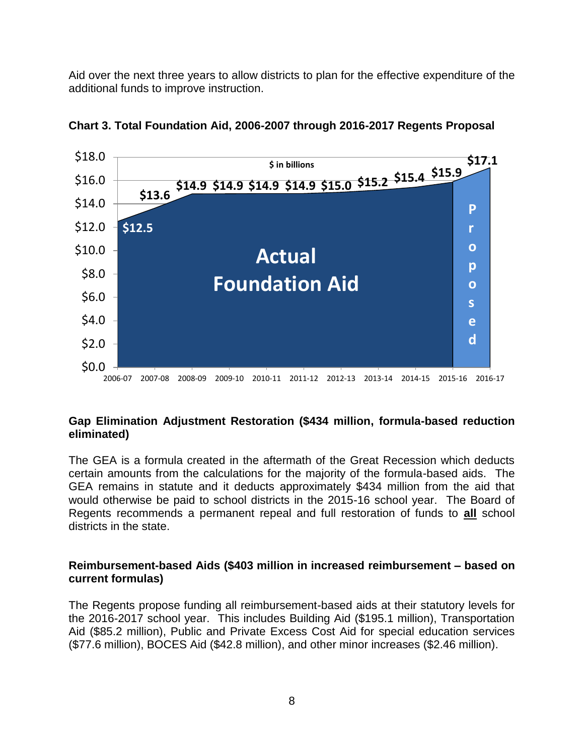Aid over the next three years to allow districts to plan for the effective expenditure of the additional funds to improve instruction.

**Chart 3. Total Foundation Aid, 2006-2007 through 2016-2017 Regents Proposal**

$ in billions

$18.0
$16.0
$14.0
$12.0
$10.0
$8.0
$6.0
$4.0
$2.0
$0.0

2006-07 2007-08 2008-09 2009-10 2010-11 2011-12 2012-13 2013-14 2014-15 2015-16 2016-17

$12.5 $13.6 $14.9 $14.9 $14.9 $14.9 $15.0 $15.2 $15.4 $15.9 $17.1

Actual Foundation Aid

Proposed

**Gap Elimination Adjustment Restoration ($434 million, formula-based reduction eliminated)**

The GEA is a formula created in the aftermath of the Great Recession which deducts certain amounts from the calculations for the majority of the formula-based aids. The GEA remains in statute and it deducts approximately $434 million from the aid that would otherwise be paid to school districts in the 2015-16 school year. The Board of Regents recommends a permanent repeal and full restoration of funds to **all** school districts in the state.

**Reimbursement-based Aids ($403 million in increased reimbursement – based on current formulas)**

The Regents propose funding all reimbursement-based aids at their statutory levels for the 2016-2017 school year. This includes Building Aid ($195.1 million), Transportation Aid ($85.2 million), Public and Private Excess Cost Aid for special education services ($77.6 million), BOCES Aid ($42.8 million), and other minor increases ($2.46 million).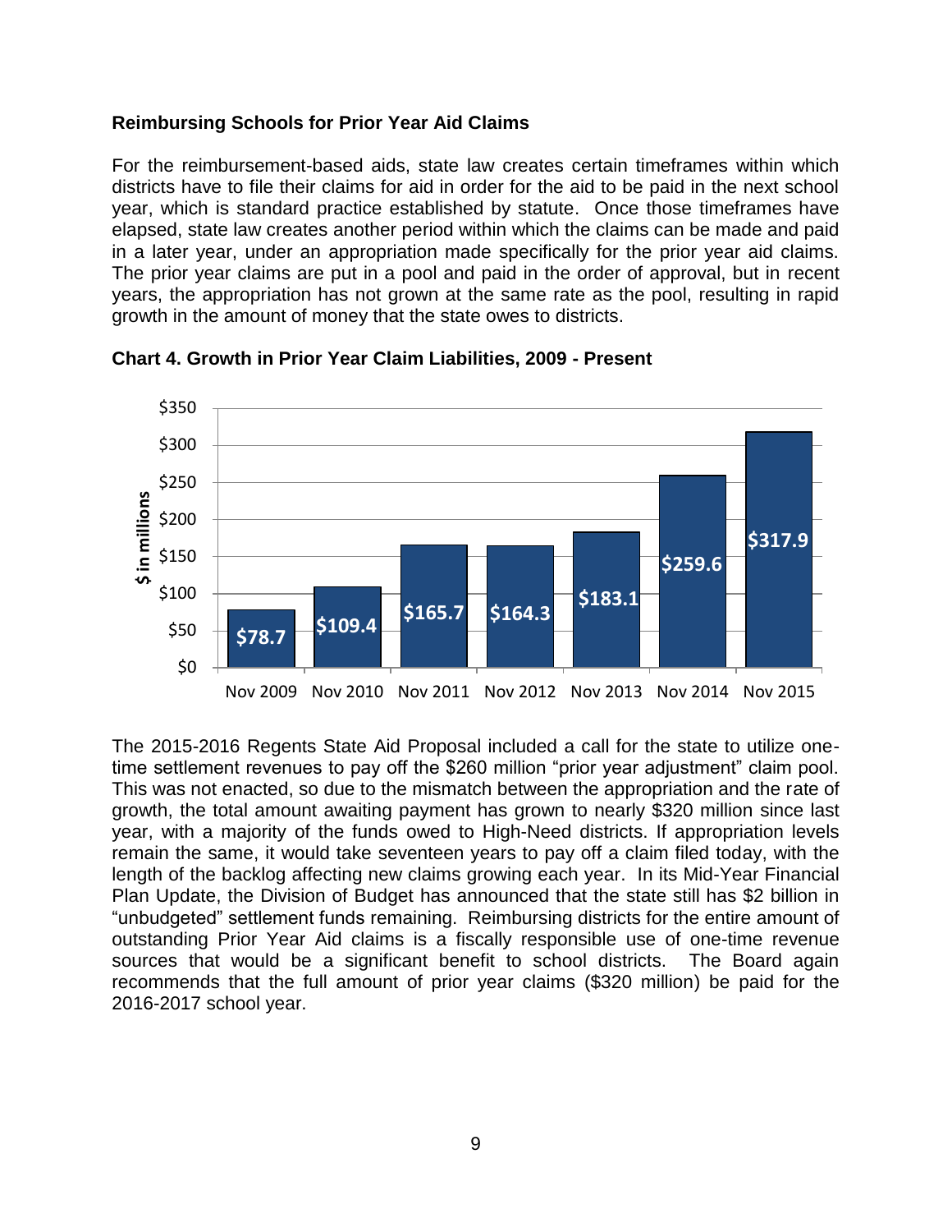### Reimbursing Schools for Prior Year Aid Claims

For the reimbursement-based aids, state law creates certain timeframes within which districts have to file their claims for aid in order for the aid to be paid in the next school year, which is standard practice established by statute. Once those timeframes have elapsed, state law creates another period within which the claims can be made and paid in a later year, under an appropriation made specifically for the prior year aid claims. The prior year claims are put in a pool and paid in the order of approval, but in recent years, the appropriation has not grown at the same rate as the pool, resulting in rapid growth in the amount of money that the state owes to districts.

**Chart 4. Growth in Prior Year Claim Liabilities, 2009 - Present**

$ in millions

$350
$300
$250
$200
$150
$100
$50
$0

$78.7
$109.4
$165.7
$164.3
$183.1
$259.6
$317.9

Nov 2009
Nov 2010
Nov 2011
Nov 2012
Nov 2013
Nov 2014
Nov 2015

The 2015-2016 Regents State Aid Proposal included a call for the state to utilize one-time settlement revenues to pay off the $260 million "prior year adjustment" claim pool. This was not enacted, so due to the mismatch between the appropriation and the rate of growth, the total amount awaiting payment has grown to nearly $320 million since last year, with a majority of the funds owed to High-Need districts. If appropriation levels remain the same, it would take seventeen years to pay off a claim filed today, with the length of the backlog affecting new claims growing each year. In its Mid-Year Financial Plan Update, the Division of Budget has announced that the state still has $2 billion in "unbudgeted" settlement funds remaining. Reimbursing districts for the entire amount of outstanding Prior Year Aid claims is a fiscally responsible use of one-time revenue sources that would be a significant benefit to school districts. The Board again recommends that the full amount of prior year claims ($320 million) be paid for the 2016-2017 school year.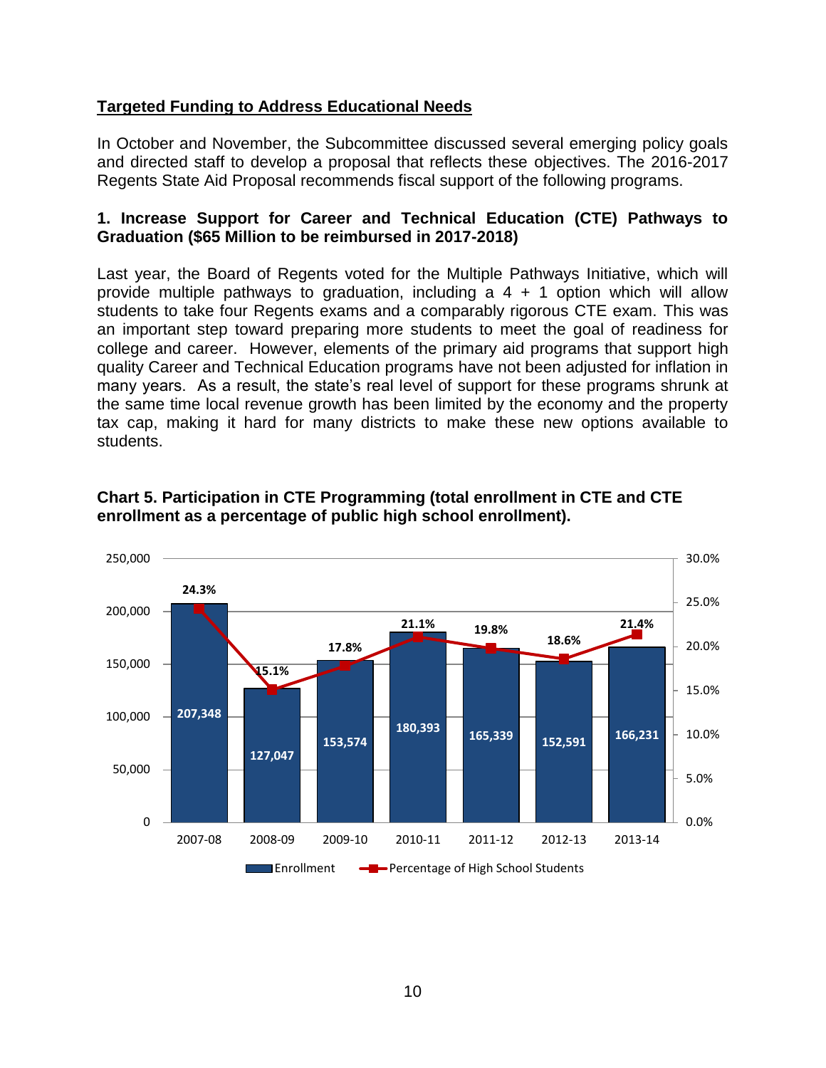## Targeted Funding to Address Educational Needs

In October and November, the Subcommittee discussed several emerging policy goals and directed staff to develop a proposal that reflects these objectives. The 2016-2017 Regents State Aid Proposal recommends fiscal support of the following programs.

### 1. Increase Support for Career and Technical Education (CTE) Pathways to Graduation ($65 Million to be reimbursed in 2017-2018)

Last year, the Board of Regents voted for the Multiple Pathways Initiative, which will provide multiple pathways to graduation, including a 4 + 1 option which will allow students to take four Regents exams and a comparably rigorous CTE exam. This was an important step toward preparing more students to meet the goal of readiness for college and career. However, elements of the primary aid programs that support high quality Career and Technical Education programs have not been adjusted for inflation in many years. As a result, the state's real level of support for these programs shrunk at the same time local revenue growth has been limited by the economy and the property tax cap, making it hard for many districts to make these new options available to students.

**Chart 5. Participation in CTE Programming (total enrollment in CTE and CTE enrollment as a percentage of public high school enrollment).**

250,000
200,000
150,000
100,000
50,000
0

30.0%
25.0%
20.0%
15.0%
10.0%
5.0%
0.0%

2007-08: 207,348; 24.3%
2008-09: 127,047; 15.1%
2009-10: 153,574; 17.8%
2010-11: 180,393; 21.1%
2011-12: 165,339; 19.8%
2012-13: 152,591; 18.6%
2013-14: 166,231; 21.4%

Enrollment
Percentage of High School Students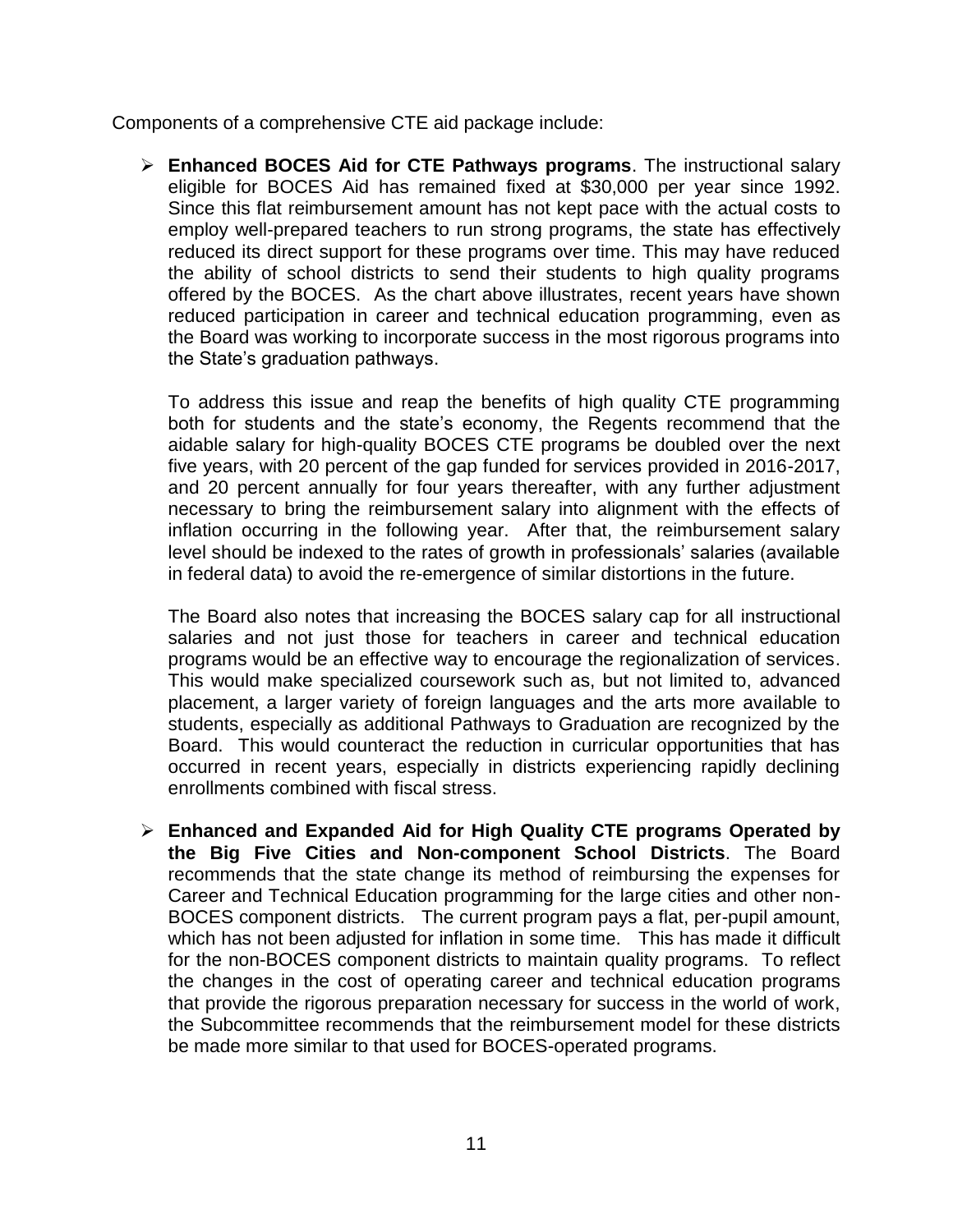Components of a comprehensive CTE aid package include:

- **Enhanced BOCES Aid for CTE Pathways programs**. The instructional salary eligible for BOCES Aid has remained fixed at $30,000 per year since 1992. Since this flat reimbursement amount has not kept pace with the actual costs to employ well-prepared teachers to run strong programs, the state has effectively reduced its direct support for these programs over time. This may have reduced the ability of school districts to send their students to high quality programs offered by the BOCES. As the chart above illustrates, recent years have shown reduced participation in career and technical education programming, even as the Board was working to incorporate success in the most rigorous programs into the State's graduation pathways.

  To address this issue and reap the benefits of high quality CTE programming both for students and the state's economy, the Regents recommend that the aidable salary for high-quality BOCES CTE programs be doubled over the next five years, with 20 percent of the gap funded for services provided in 2016-2017, and 20 percent annually for four years thereafter, with any further adjustment necessary to bring the reimbursement salary into alignment with the effects of inflation occurring in the following year. After that, the reimbursement salary level should be indexed to the rates of growth in professionals' salaries (available in federal data) to avoid the re-emergence of similar distortions in the future.

  The Board also notes that increasing the BOCES salary cap for all instructional salaries and not just those for teachers in career and technical education programs would be an effective way to encourage the regionalization of services. This would make specialized coursework such as, but not limited to, advanced placement, a larger variety of foreign languages and the arts more available to students, especially as additional Pathways to Graduation are recognized by the Board. This would counteract the reduction in curricular opportunities that has occurred in recent years, especially in districts experiencing rapidly declining enrollments combined with fiscal stress.

- **Enhanced and Expanded Aid for High Quality CTE programs Operated by the Big Five Cities and Non-component School Districts**. The Board recommends that the state change its method of reimbursing the expenses for Career and Technical Education programming for the large cities and other non-BOCES component districts. The current program pays a flat, per-pupil amount, which has not been adjusted for inflation in some time. This has made it difficult for the non-BOCES component districts to maintain quality programs. To reflect the changes in the cost of operating career and technical education programs that provide the rigorous preparation necessary for success in the world of work, the Subcommittee recommends that the reimbursement model for these districts be made more similar to that used for BOCES-operated programs.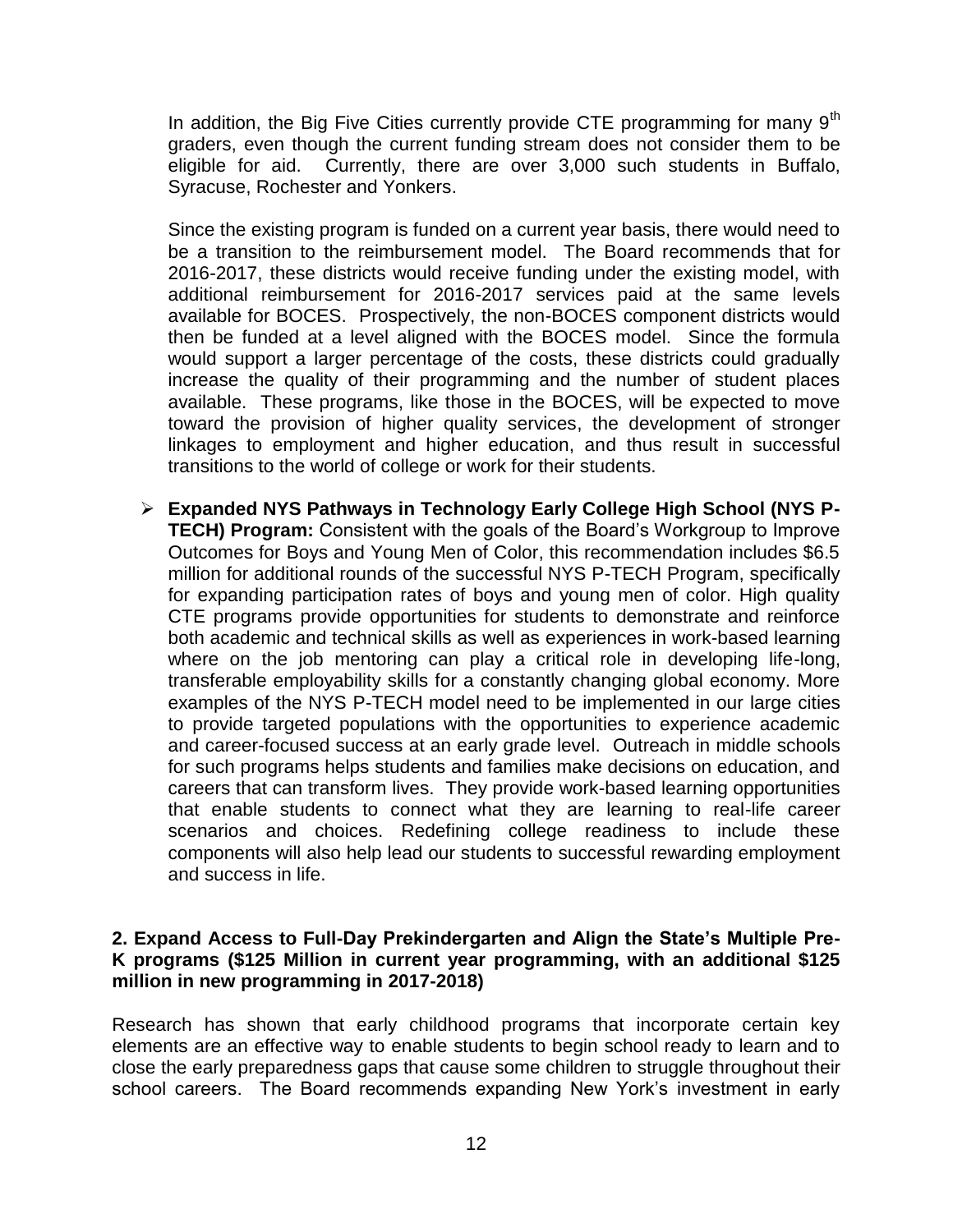In addition, the Big Five Cities currently provide CTE programming for many 9th graders, even though the current funding stream does not consider them to be eligible for aid. Currently, there are over 3,000 such students in Buffalo, Syracuse, Rochester and Yonkers.

Since the existing program is funded on a current year basis, there would need to be a transition to the reimbursement model. The Board recommends that for 2016-2017, these districts would receive funding under the existing model, with additional reimbursement for 2016-2017 services paid at the same levels available for BOCES. Prospectively, the non-BOCES component districts would then be funded at a level aligned with the BOCES model. Since the formula would support a larger percentage of the costs, these districts could gradually increase the quality of their programming and the number of student places available. These programs, like those in the BOCES, will be expected to move toward the provision of higher quality services, the development of stronger linkages to employment and higher education, and thus result in successful transitions to the world of college or work for their students.

- **Expanded NYS Pathways in Technology Early College High School (NYS P-TECH) Program:** Consistent with the goals of the Board's Workgroup to Improve Outcomes for Boys and Young Men of Color, this recommendation includes $6.5 million for additional rounds of the successful NYS P-TECH Program, specifically for expanding participation rates of boys and young men of color. High quality CTE programs provide opportunities for students to demonstrate and reinforce both academic and technical skills as well as experiences in work-based learning where on the job mentoring can play a critical role in developing life-long, transferable employability skills for a constantly changing global economy. More examples of the NYS P-TECH model need to be implemented in our large cities to provide targeted populations with the opportunities to experience academic and career-focused success at an early grade level. Outreach in middle schools for such programs helps students and families make decisions on education, and careers that can transform lives. They provide work-based learning opportunities that enable students to connect what they are learning to real-life career scenarios and choices. Redefining college readiness to include these components will also help lead our students to successful rewarding employment and success in life.

**2. Expand Access to Full-Day Prekindergarten and Align the State's Multiple Pre-K programs ($125 Million in current year programming, with an additional $125 million in new programming in 2017-2018)**

Research has shown that early childhood programs that incorporate certain key elements are an effective way to enable students to begin school ready to learn and to close the early preparedness gaps that cause some children to struggle throughout their school careers. The Board recommends expanding New York's investment in early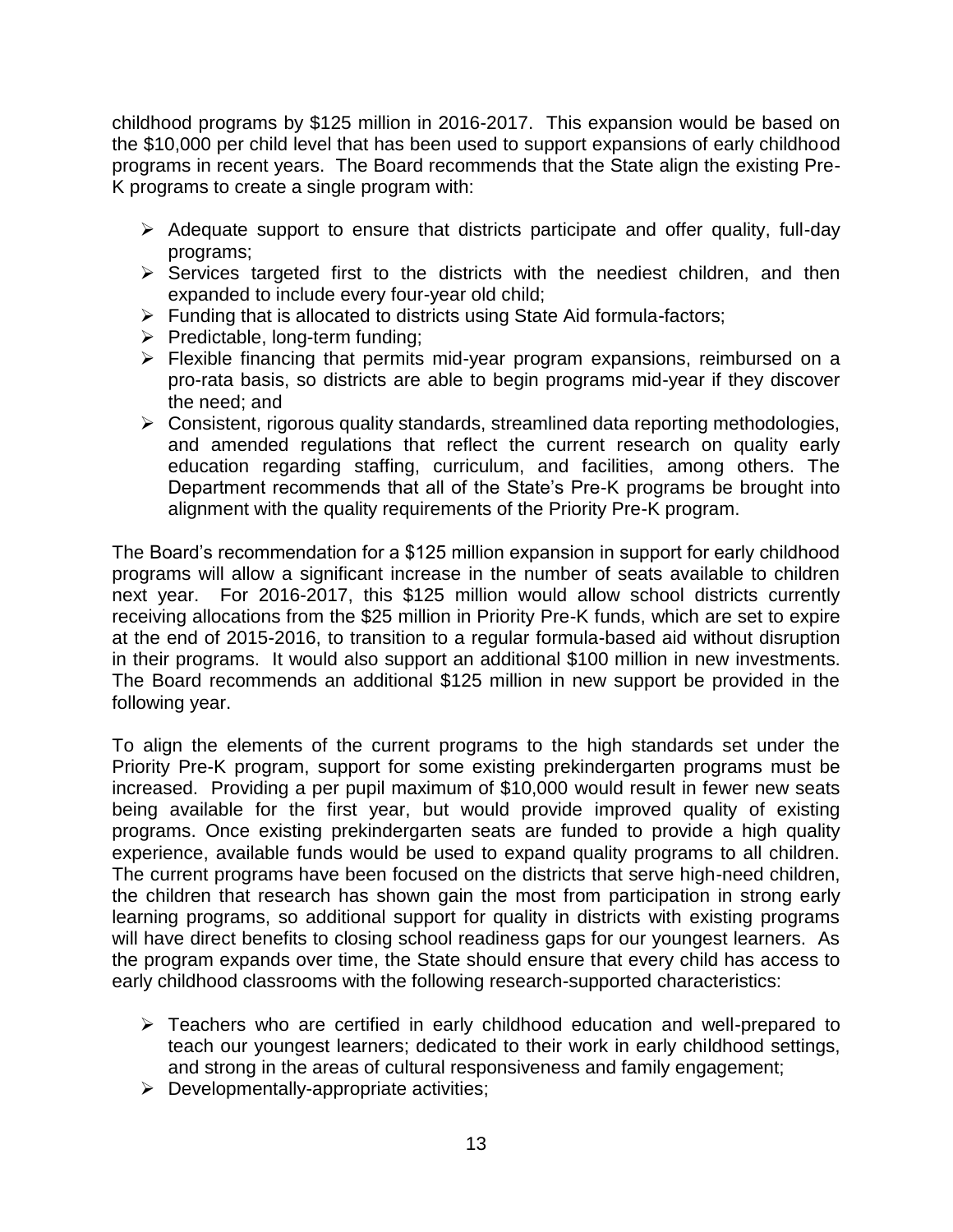childhood programs by $125 million in 2016-2017. This expansion would be based on the $10,000 per child level that has been used to support expansions of early childhood programs in recent years. The Board recommends that the State align the existing Pre-K programs to create a single program with:

- Adequate support to ensure that districts participate and offer quality, full-day programs;
- Services targeted first to the districts with the neediest children, and then expanded to include every four-year old child;
- Funding that is allocated to districts using State Aid formula-factors;
- Predictable, long-term funding;
- Flexible financing that permits mid-year program expansions, reimbursed on a pro-rata basis, so districts are able to begin programs mid-year if they discover the need; and
- Consistent, rigorous quality standards, streamlined data reporting methodologies, and amended regulations that reflect the current research on quality early education regarding staffing, curriculum, and facilities, among others. The Department recommends that all of the State's Pre-K programs be brought into alignment with the quality requirements of the Priority Pre-K program.

The Board's recommendation for a $125 million expansion in support for early childhood programs will allow a significant increase in the number of seats available to children next year. For 2016-2017, this $125 million would allow school districts currently receiving allocations from the $25 million in Priority Pre-K funds, which are set to expire at the end of 2015-2016, to transition to a regular formula-based aid without disruption in their programs. It would also support an additional $100 million in new investments. The Board recommends an additional $125 million in new support be provided in the following year.

To align the elements of the current programs to the high standards set under the Priority Pre-K program, support for some existing prekindergarten programs must be increased. Providing a per pupil maximum of $10,000 would result in fewer new seats being available for the first year, but would provide improved quality of existing programs. Once existing prekindergarten seats are funded to provide a high quality experience, available funds would be used to expand quality programs to all children. The current programs have been focused on the districts that serve high-need children, the children that research has shown gain the most from participation in strong early learning programs, so additional support for quality in districts with existing programs will have direct benefits to closing school readiness gaps for our youngest learners. As the program expands over time, the State should ensure that every child has access to early childhood classrooms with the following research-supported characteristics:

- Teachers who are certified in early childhood education and well-prepared to teach our youngest learners; dedicated to their work in early childhood settings, and strong in the areas of cultural responsiveness and family engagement;
- Developmentally-appropriate activities;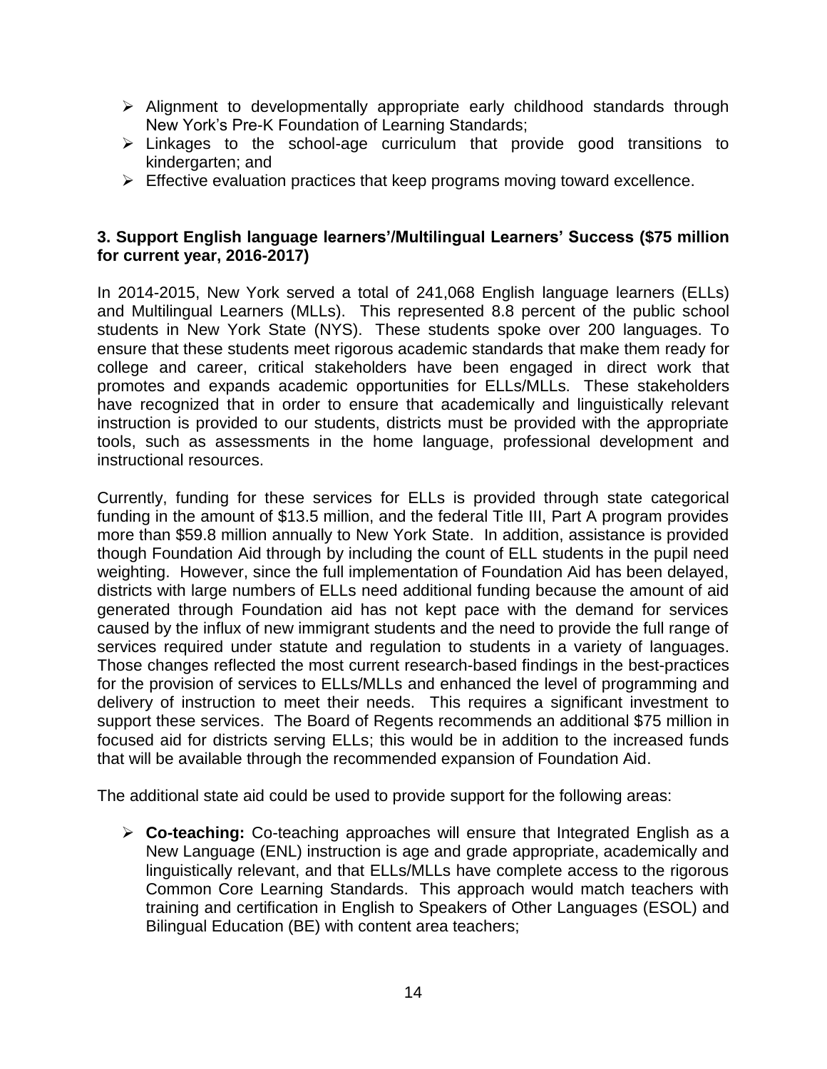- Alignment to developmentally appropriate early childhood standards through New York's Pre-K Foundation of Learning Standards;
- Linkages to the school-age curriculum that provide good transitions to kindergarten; and
- Effective evaluation practices that keep programs moving toward excellence.

**3. Support English language learners'/Multilingual Learners' Success ($75 million for current year, 2016-2017)**

In 2014-2015, New York served a total of 241,068 English language learners (ELLs) and Multilingual Learners (MLLs). This represented 8.8 percent of the public school students in New York State (NYS). These students spoke over 200 languages. To ensure that these students meet rigorous academic standards that make them ready for college and career, critical stakeholders have been engaged in direct work that promotes and expands academic opportunities for ELLs/MLLs. These stakeholders have recognized that in order to ensure that academically and linguistically relevant instruction is provided to our students, districts must be provided with the appropriate tools, such as assessments in the home language, professional development and instructional resources.

Currently, funding for these services for ELLs is provided through state categorical funding in the amount of $13.5 million, and the federal Title III, Part A program provides more than $59.8 million annually to New York State. In addition, assistance is provided though Foundation Aid through by including the count of ELL students in the pupil need weighting. However, since the full implementation of Foundation Aid has been delayed, districts with large numbers of ELLs need additional funding because the amount of aid generated through Foundation aid has not kept pace with the demand for services caused by the influx of new immigrant students and the need to provide the full range of services required under statute and regulation to students in a variety of languages. Those changes reflected the most current research-based findings in the best-practices for the provision of services to ELLs/MLLs and enhanced the level of programming and delivery of instruction to meet their needs. This requires a significant investment to support these services. The Board of Regents recommends an additional $75 million in focused aid for districts serving ELLs; this would be in addition to the increased funds that will be available through the recommended expansion of Foundation Aid.

The additional state aid could be used to provide support for the following areas:

- **Co-teaching:** Co-teaching approaches will ensure that Integrated English as a New Language (ENL) instruction is age and grade appropriate, academically and linguistically relevant, and that ELLs/MLLs have complete access to the rigorous Common Core Learning Standards. This approach would match teachers with training and certification in English to Speakers of Other Languages (ESOL) and Bilingual Education (BE) with content area teachers;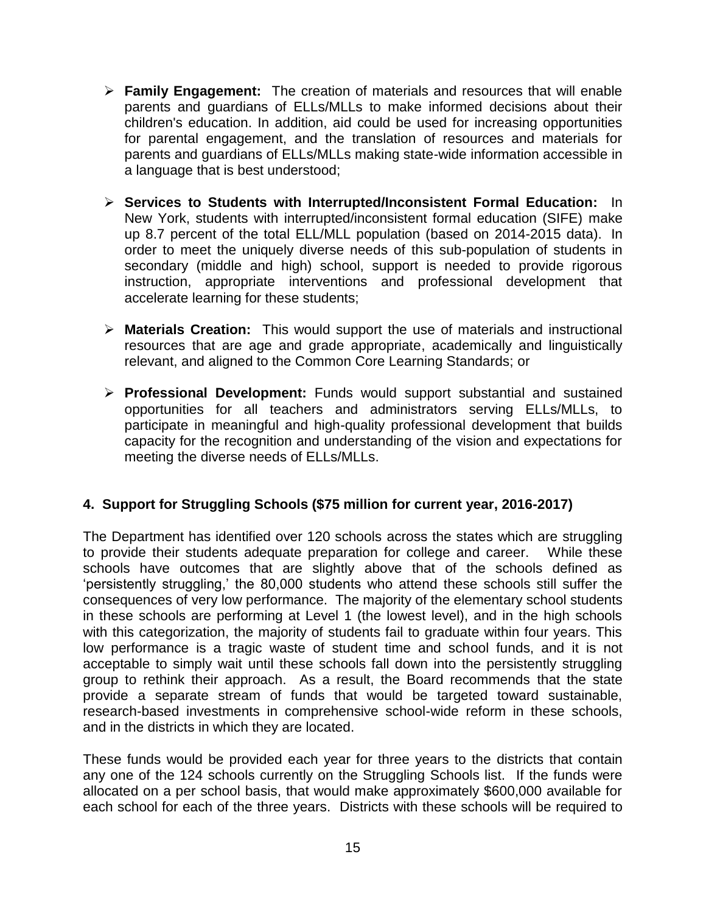- **Family Engagement:** The creation of materials and resources that will enable parents and guardians of ELLs/MLLs to make informed decisions about their children's education. In addition, aid could be used for increasing opportunities for parental engagement, and the translation of resources and materials for parents and guardians of ELLs/MLLs making state-wide information accessible in a language that is best understood;

- **Services to Students with Interrupted/Inconsistent Formal Education:** In New York, students with interrupted/inconsistent formal education (SIFE) make up 8.7 percent of the total ELL/MLL population (based on 2014-2015 data). In order to meet the uniquely diverse needs of this sub-population of students in secondary (middle and high) school, support is needed to provide rigorous instruction, appropriate interventions and professional development that accelerate learning for these students;

- **Materials Creation:** This would support the use of materials and instructional resources that are age and grade appropriate, academically and linguistically relevant, and aligned to the Common Core Learning Standards; or

- **Professional Development:** Funds would support substantial and sustained opportunities for all teachers and administrators serving ELLs/MLLs, to participate in meaningful and high-quality professional development that builds capacity for the recognition and understanding of the vision and expectations for meeting the diverse needs of ELLs/MLLs.

#### 4. Support for Struggling Schools ($75 million for current year, 2016-2017)

The Department has identified over 120 schools across the states which are struggling to provide their students adequate preparation for college and career. While these schools have outcomes that are slightly above that of the schools defined as 'persistently struggling,' the 80,000 students who attend these schools still suffer the consequences of very low performance. The majority of the elementary school students in these schools are performing at Level 1 (the lowest level), and in the high schools with this categorization, the majority of students fail to graduate within four years. This low performance is a tragic waste of student time and school funds, and it is not acceptable to simply wait until these schools fall down into the persistently struggling group to rethink their approach. As a result, the Board recommends that the state provide a separate stream of funds that would be targeted toward sustainable, research-based investments in comprehensive school-wide reform in these schools, and in the districts in which they are located.

These funds would be provided each year for three years to the districts that contain any one of the 124 schools currently on the Struggling Schools list. If the funds were allocated on a per school basis, that would make approximately $600,000 available for each school for each of the three years. Districts with these schools will be required to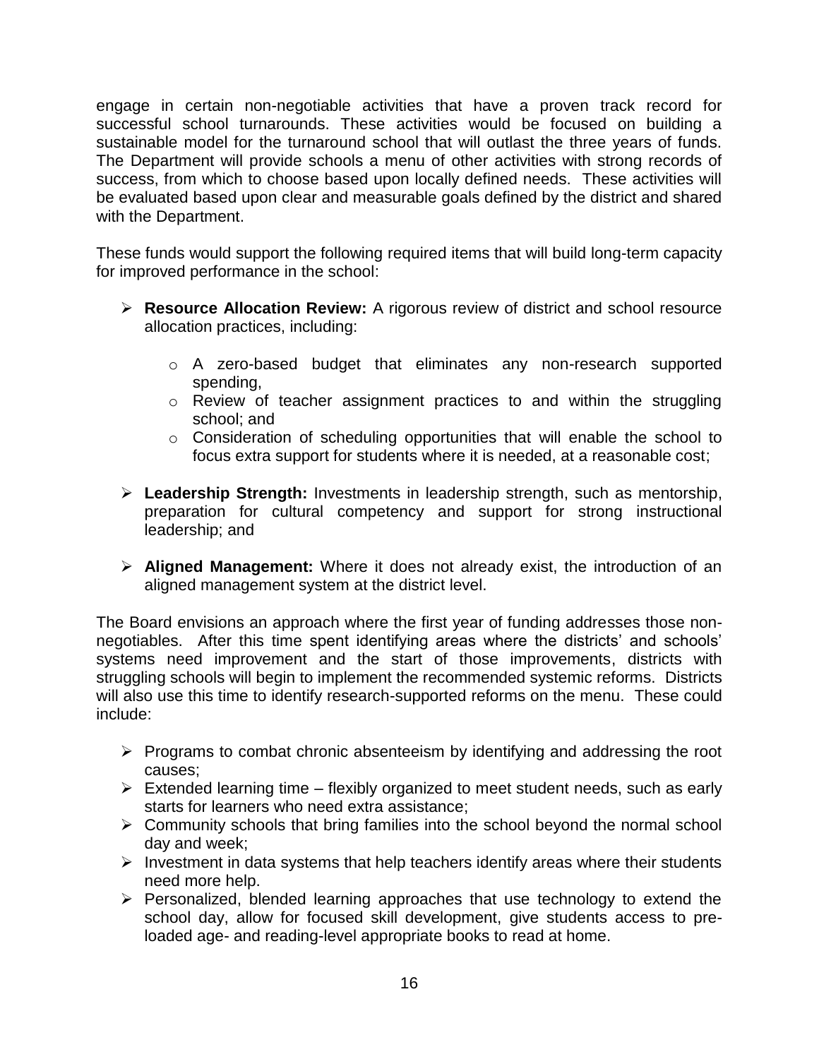engage in certain non-negotiable activities that have a proven track record for successful school turnarounds. These activities would be focused on building a sustainable model for the turnaround school that will outlast the three years of funds. The Department will provide schools a menu of other activities with strong records of success, from which to choose based upon locally defined needs. These activities will be evaluated based upon clear and measurable goals defined by the district and shared with the Department.

These funds would support the following required items that will build long-term capacity for improved performance in the school:

- **Resource Allocation Review:** A rigorous review of district and school resource allocation practices, including:
  - A zero-based budget that eliminates any non-research supported spending,
  - Review of teacher assignment practices to and within the struggling school; and
  - Consideration of scheduling opportunities that will enable the school to focus extra support for students where it is needed, at a reasonable cost;
- **Leadership Strength:** Investments in leadership strength, such as mentorship, preparation for cultural competency and support for strong instructional leadership; and
- **Aligned Management:** Where it does not already exist, the introduction of an aligned management system at the district level.

The Board envisions an approach where the first year of funding addresses those non-negotiables. After this time spent identifying areas where the districts' and schools' systems need improvement and the start of those improvements, districts with struggling schools will begin to implement the recommended systemic reforms. Districts will also use this time to identify research-supported reforms on the menu. These could include:

- Programs to combat chronic absenteeism by identifying and addressing the root causes;
- Extended learning time – flexibly organized to meet student needs, such as early starts for learners who need extra assistance;
- Community schools that bring families into the school beyond the normal school day and week;
- Investment in data systems that help teachers identify areas where their students need more help.
- Personalized, blended learning approaches that use technology to extend the school day, allow for focused skill development, give students access to pre-loaded age- and reading-level appropriate books to read at home.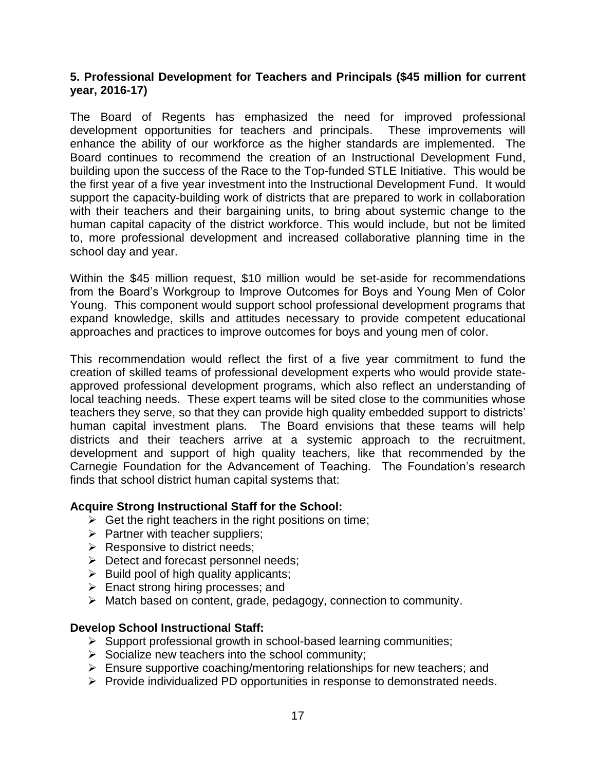**5. Professional Development for Teachers and Principals ($45 million for current year, 2016-17)**

The Board of Regents has emphasized the need for improved professional development opportunities for teachers and principals. These improvements will enhance the ability of our workforce as the higher standards are implemented. The Board continues to recommend the creation of an Instructional Development Fund, building upon the success of the Race to the Top-funded STLE Initiative. This would be the first year of a five year investment into the Instructional Development Fund. It would support the capacity-building work of districts that are prepared to work in collaboration with their teachers and their bargaining units, to bring about systemic change to the human capital capacity of the district workforce. This would include, but not be limited to, more professional development and increased collaborative planning time in the school day and year.

Within the $45 million request, $10 million would be set-aside for recommendations from the Board's Workgroup to Improve Outcomes for Boys and Young Men of Color Young. This component would support school professional development programs that expand knowledge, skills and attitudes necessary to provide competent educational approaches and practices to improve outcomes for boys and young men of color.

This recommendation would reflect the first of a five year commitment to fund the creation of skilled teams of professional development experts who would provide state-approved professional development programs, which also reflect an understanding of local teaching needs. These expert teams will be sited close to the communities whose teachers they serve, so that they can provide high quality embedded support to districts' human capital investment plans. The Board envisions that these teams will help districts and their teachers arrive at a systemic approach to the recruitment, development and support of high quality teachers, like that recommended by the Carnegie Foundation for the Advancement of Teaching. The Foundation's research finds that school district human capital systems that:

**Acquire Strong Instructional Staff for the School:**

- Get the right teachers in the right positions on time;
- Partner with teacher suppliers;
- Responsive to district needs;
- Detect and forecast personnel needs;
- Build pool of high quality applicants;
- Enact strong hiring processes; and
- Match based on content, grade, pedagogy, connection to community.

**Develop School Instructional Staff:**

- Support professional growth in school-based learning communities;
- Socialize new teachers into the school community;
- Ensure supportive coaching/mentoring relationships for new teachers; and
- Provide individualized PD opportunities in response to demonstrated needs.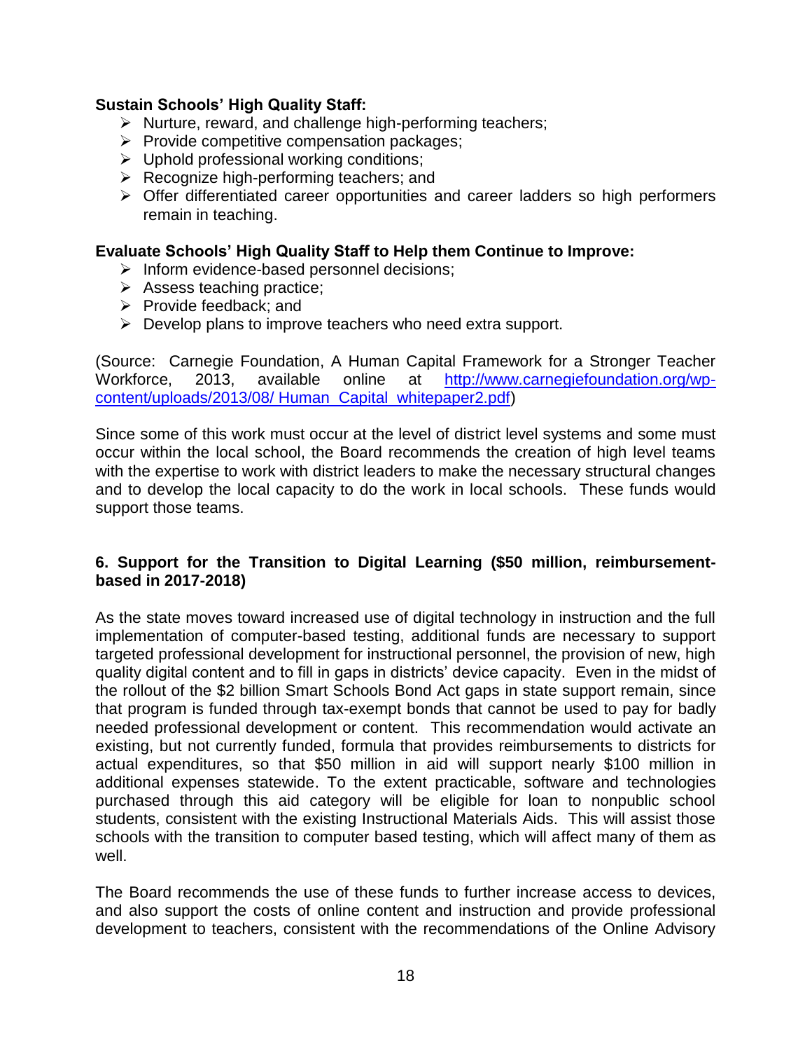**Sustain Schools' High Quality Staff:**

- Nurture, reward, and challenge high-performing teachers;
- Provide competitive compensation packages;
- Uphold professional working conditions;
- Recognize high-performing teachers; and
- Offer differentiated career opportunities and career ladders so high performers remain in teaching.

**Evaluate Schools' High Quality Staff to Help them Continue to Improve:**

- Inform evidence-based personnel decisions;
- Assess teaching practice;
- Provide feedback; and
- Develop plans to improve teachers who need extra support.

(Source: Carnegie Foundation, A Human Capital Framework for a Stronger Teacher Workforce, 2013, available online at [http://www.carnegiefoundation.org/wp-content/uploads/2013/08/ Human_Capital_whitepaper2.pdf](http://www.carnegiefoundation.org/wp-content/uploads/2013/08/Human_Capital_whitepaper2.pdf))

Since some of this work must occur at the level of district level systems and some must occur within the local school, the Board recommends the creation of high level teams with the expertise to work with district leaders to make the necessary structural changes and to develop the local capacity to do the work in local schools. These funds would support those teams.

### 6. Support for the Transition to Digital Learning ($50 million, reimbursement-based in 2017-2018)

As the state moves toward increased use of digital technology in instruction and the full implementation of computer-based testing, additional funds are necessary to support targeted professional development for instructional personnel, the provision of new, high quality digital content and to fill in gaps in districts' device capacity. Even in the midst of the rollout of the $2 billion Smart Schools Bond Act gaps in state support remain, since that program is funded through tax-exempt bonds that cannot be used to pay for badly needed professional development or content. This recommendation would activate an existing, but not currently funded, formula that provides reimbursements to districts for actual expenditures, so that $50 million in aid will support nearly $100 million in additional expenses statewide. To the extent practicable, software and technologies purchased through this aid category will be eligible for loan to nonpublic school students, consistent with the existing Instructional Materials Aids. This will assist those schools with the transition to computer based testing, which will affect many of them as well.

The Board recommends the use of these funds to further increase access to devices, and also support the costs of online content and instruction and provide professional development to teachers, consistent with the recommendations of the Online Advisory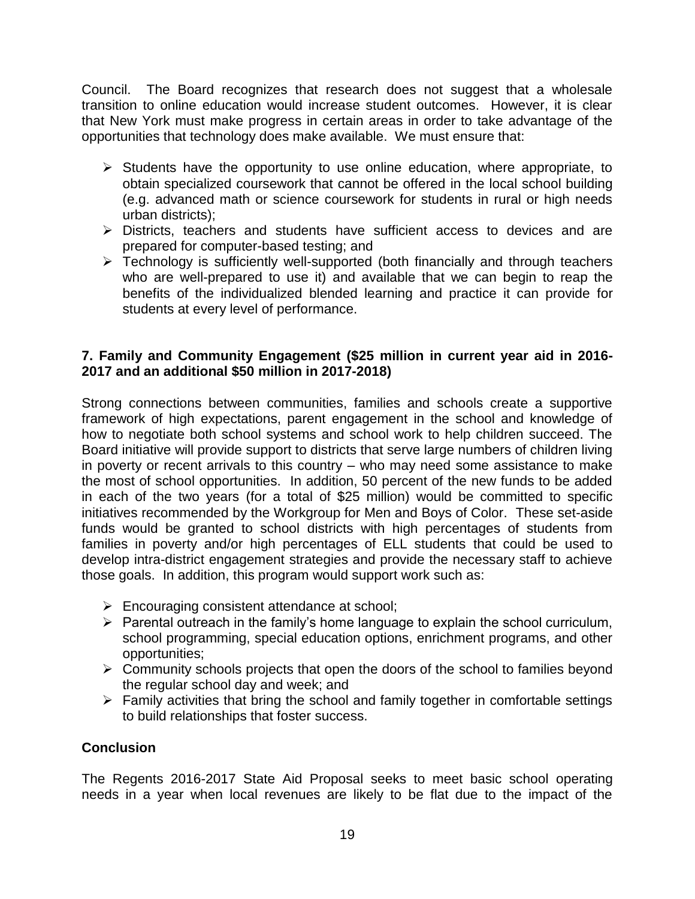Council. The Board recognizes that research does not suggest that a wholesale transition to online education would increase student outcomes. However, it is clear that New York must make progress in certain areas in order to take advantage of the opportunities that technology does make available. We must ensure that:

- Students have the opportunity to use online education, where appropriate, to obtain specialized coursework that cannot be offered in the local school building (e.g. advanced math or science coursework for students in rural or high needs urban districts);
- Districts, teachers and students have sufficient access to devices and are prepared for computer-based testing; and
- Technology is sufficiently well-supported (both financially and through teachers who are well-prepared to use it) and available that we can begin to reap the benefits of the individualized blended learning and practice it can provide for students at every level of performance.

**7. Family and Community Engagement ($25 million in current year aid in 2016-2017 and an additional $50 million in 2017-2018)**

Strong connections between communities, families and schools create a supportive framework of high expectations, parent engagement in the school and knowledge of how to negotiate both school systems and school work to help children succeed. The Board initiative will provide support to districts that serve large numbers of children living in poverty or recent arrivals to this country – who may need some assistance to make the most of school opportunities. In addition, 50 percent of the new funds to be added in each of the two years (for a total of $25 million) would be committed to specific initiatives recommended by the Workgroup for Men and Boys of Color. These set-aside funds would be granted to school districts with high percentages of students from families in poverty and/or high percentages of ELL students that could be used to develop intra-district engagement strategies and provide the necessary staff to achieve those goals. In addition, this program would support work such as:

- Encouraging consistent attendance at school;
- Parental outreach in the family's home language to explain the school curriculum, school programming, special education options, enrichment programs, and other opportunities;
- Community schools projects that open the doors of the school to families beyond the regular school day and week; and
- Family activities that bring the school and family together in comfortable settings to build relationships that foster success.

**Conclusion**

The Regents 2016-2017 State Aid Proposal seeks to meet basic school operating needs in a year when local revenues are likely to be flat due to the impact of the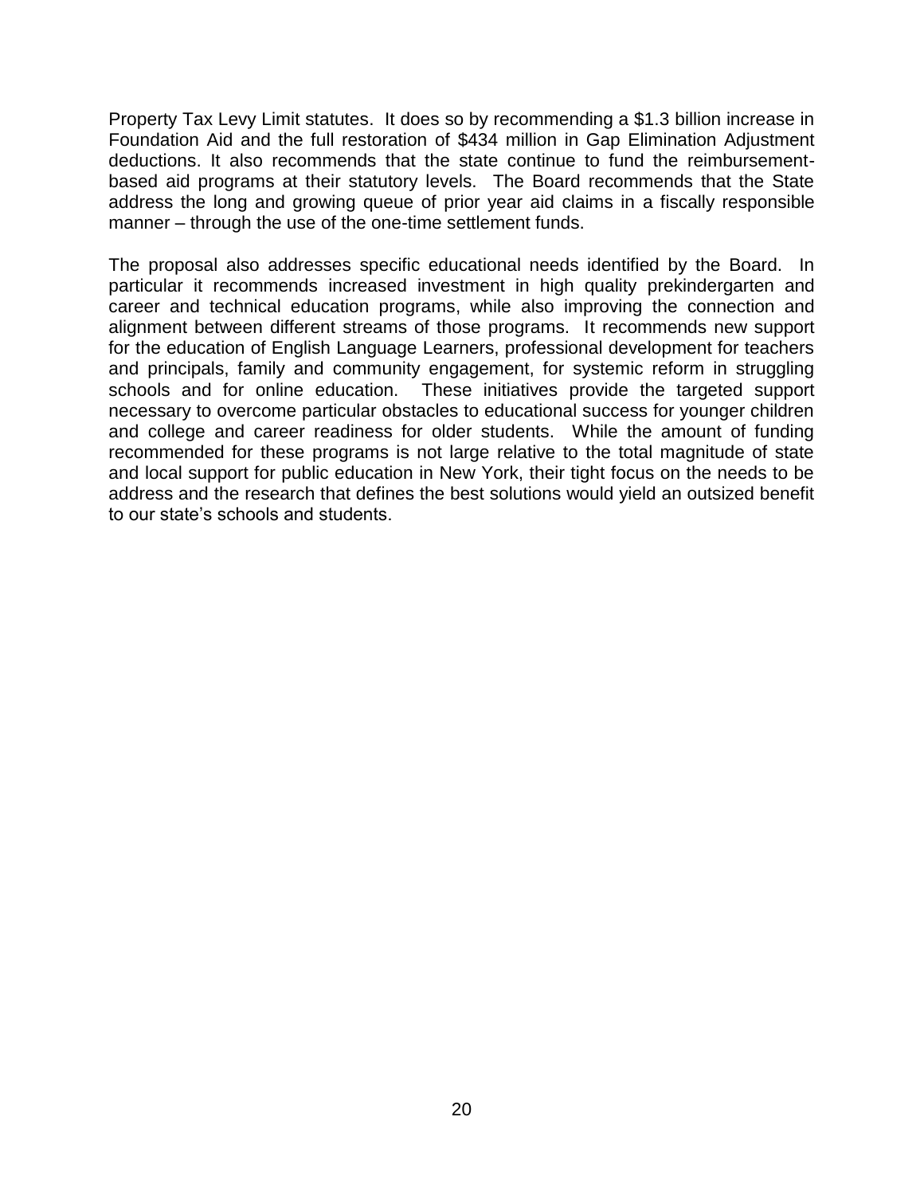Property Tax Levy Limit statutes. It does so by recommending a $1.3 billion increase in Foundation Aid and the full restoration of $434 million in Gap Elimination Adjustment deductions. It also recommends that the state continue to fund the reimbursement-based aid programs at their statutory levels. The Board recommends that the State address the long and growing queue of prior year aid claims in a fiscally responsible manner – through the use of the one-time settlement funds.

The proposal also addresses specific educational needs identified by the Board. In particular it recommends increased investment in high quality prekindergarten and career and technical education programs, while also improving the connection and alignment between different streams of those programs. It recommends new support for the education of English Language Learners, professional development for teachers and principals, family and community engagement, for systemic reform in struggling schools and for online education. These initiatives provide the targeted support necessary to overcome particular obstacles to educational success for younger children and college and career readiness for older students. While the amount of funding recommended for these programs is not large relative to the total magnitude of state and local support for public education in New York, their tight focus on the needs to be address and the research that defines the best solutions would yield an outsized benefit to our state's schools and students.